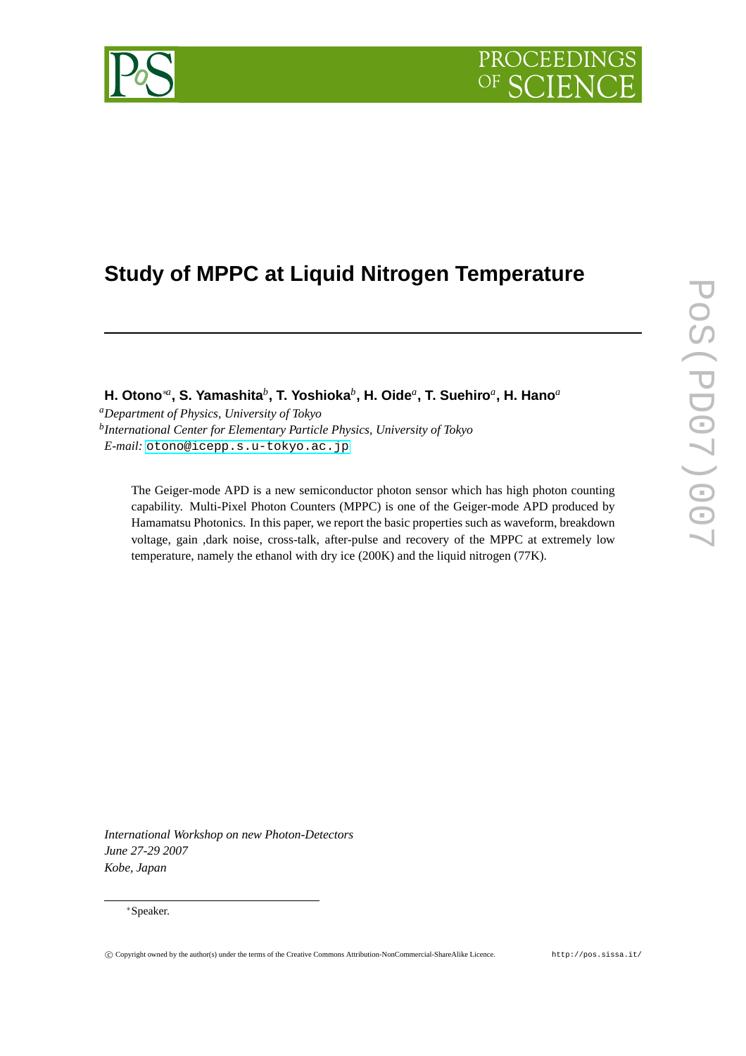# Study of MPPC at Liquid Nitrogen Temperature

**H. Otono**[∗a], **S. Yamashita**[b], **T. Yoshioka**[b], **H. Oide**[a], **T. Suehiro**[a], **H. Hano**[a]

[a]*Department of Physics, University of Tokyo*
[b]*International Center for Elementary Particle Physics, University of Tokyo*
*E-mail:* otono@icepp.s.u-tokyo.ac.jp

The Geiger-mode APD is a new semiconductor photon sensor which has high photon counting capability. Multi-Pixel Photon Counters (MPPC) is one of the Geiger-mode APD produced by Hamamatsu Photonics. In this paper, we report the basic properties such as waveform, breakdown voltage, gain ,dark noise, cross-talk, after-pulse and recovery of the MPPC at extremely low temperature, namely the ethanol with dry ice (200K) and the liquid nitrogen (77K).

*International Workshop on new Photon-Detectors*
*June 27-29 2007*
*Kobe, Japan*

∗Speaker.

© Copyright owned by the author(s) under the terms of the Creative Commons Attribution-NonCommercial-ShareAlike Licence.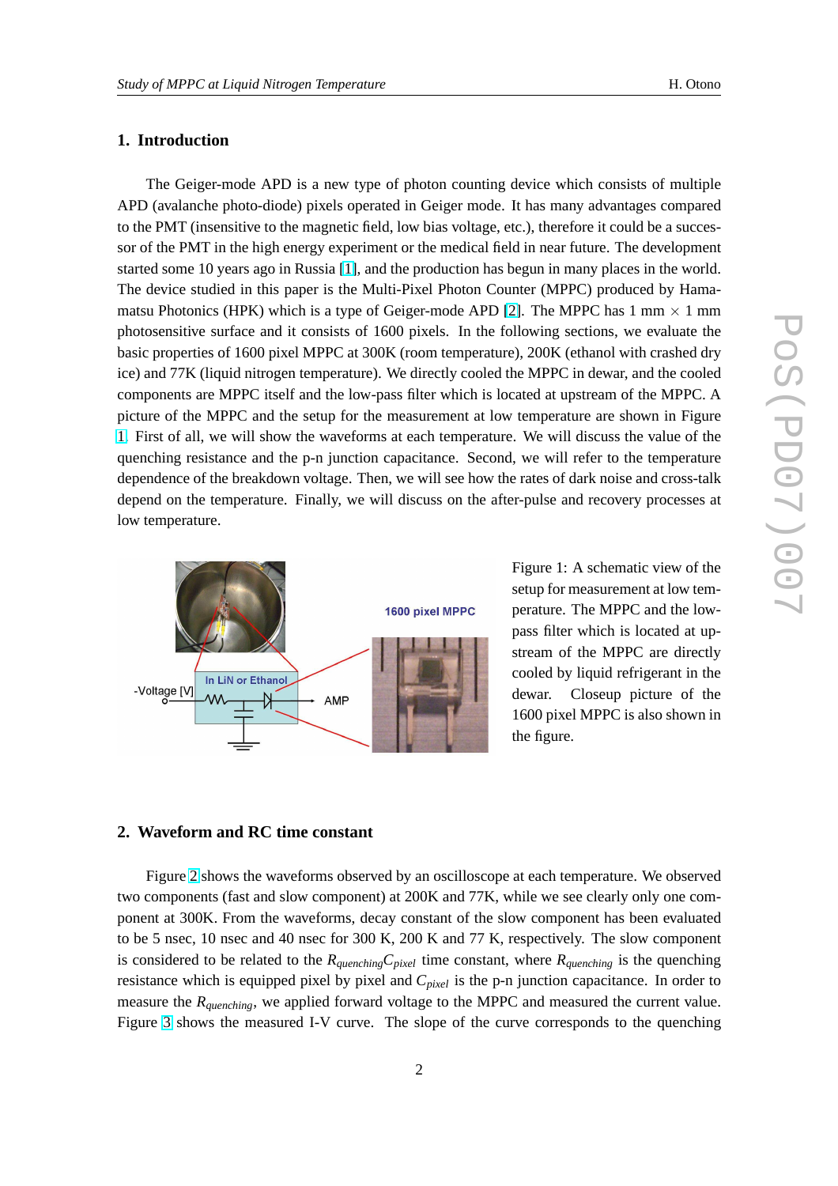## 1. Introduction

The Geiger-mode APD is a new type of photon counting device which consists of multiple APD (avalanche photo-diode) pixels operated in Geiger mode. It has many advantages compared to the PMT (insensitive to the magnetic field, low bias voltage, etc.), therefore it could be a successor of the PMT in the high energy experiment or the medical field in near future. The development started some 10 years ago in Russia [1], and the production has begun in many places in the world. The device studied in this paper is the Multi-Pixel Photon Counter (MPPC) produced by Hamamatsu Photonics (HPK) which is a type of Geiger-mode APD [2]. The MPPC has 1 mm × 1 mm photosensitive surface and it consists of 1600 pixels. In the following sections, we evaluate the basic properties of 1600 pixel MPPC at 300K (room temperature), 200K (ethanol with crashed dry ice) and 77K (liquid nitrogen temperature). We directly cooled the MPPC in dewar, and the cooled components are MPPC itself and the low-pass filter which is located at upstream of the MPPC. A picture of the MPPC and the setup for the measurement at low temperature are shown in Figure 1. First of all, we will show the waveforms at each temperature. We will discuss the value of the quenching resistance and the p-n junction capacitance. Second, we will refer to the temperature dependence of the breakdown voltage. Then, we will see how the rates of dark noise and cross-talk depend on the temperature. Finally, we will discuss on the after-pulse and recovery processes at low temperature.

Figure 1: A schematic view of the setup for measurement at low temperature. The MPPC and the low-pass filter which is located at upstream of the MPPC are directly cooled by liquid refrigerant in the dewar. Closeup picture of the 1600 pixel MPPC is also shown in the figure.

## 2. Waveform and RC time constant

Figure 2 shows the waveforms observed by an oscilloscope at each temperature. We observed two components (fast and slow component) at 200K and 77K, while we see clearly only one component at 300K. From the waveforms, decay constant of the slow component has been evaluated to be 5 nsec, 10 nsec and 40 nsec for 300 K, 200 K and 77 K, respectively. The slow component is considered to be related to the $R_{quenching}C_{pixel}$ time constant, where $R_{quenching}$ is the quenching resistance which is equipped pixel by pixel and $C_{pixel}$ is the p-n junction capacitance. In order to measure the $R_{quenching}$, we applied forward voltage to the MPPC and measured the current value. Figure 3 shows the measured I-V curve. The slope of the curve corresponds to the quenching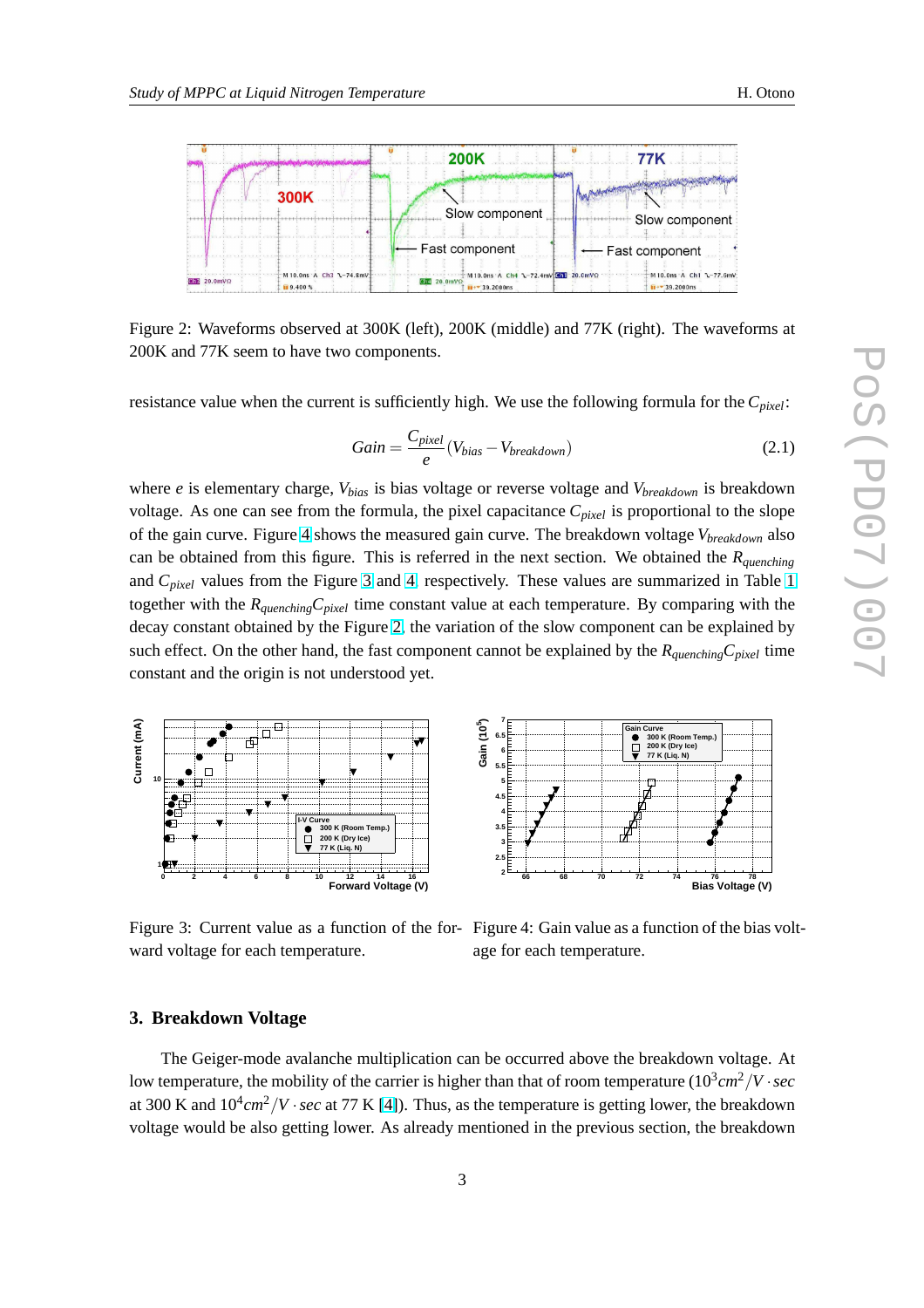Figure 2: Waveforms observed at 300K (left), 200K (middle) and 77K (right). The waveforms at 200K and 77K seem to have two components.

resistance value when the current is sufficiently high. We use the following formula for the $C_{pixel}$:

$$Gain = \frac{C_{pixel}}{e}(V_{bias} - V_{breakdown}) \tag{2.1}$$

where $e$ is elementary charge, $V_{bias}$ is bias voltage or reverse voltage and $V_{breakdown}$ is breakdown voltage. As one can see from the formula, the pixel capacitance $C_{pixel}$ is proportional to the slope of the gain curve. Figure 4 shows the measured gain curve. The breakdown voltage $V_{breakdown}$ also can be obtained from this figure. This is referred in the next section. We obtained the $R_{quenching}$ and $C_{pixel}$ values from the Figure 3 and 4 respectively. These values are summarized in Table 1 together with the $R_{quenching}C_{pixel}$ time constant value at each temperature. By comparing with the decay constant obtained by the Figure 2, the variation of the slow component can be explained by such effect. On the other hand, the fast component cannot be explained by the $R_{quenching}C_{pixel}$ time constant and the origin is not understood yet.

Figure 3: Current value as a function of the forward voltage for each temperature.

Figure 4: Gain value as a function of the bias voltage for each temperature.

## 3. Breakdown Voltage

The Geiger-mode avalanche multiplication can be occurred above the breakdown voltage. At low temperature, the mobility of the carrier is higher than that of room temperature ($10^3 cm^2/V \cdot sec$ at 300 K and $10^4 cm^2/V \cdot sec$ at 77 K [4]). Thus, as the temperature is getting lower, the breakdown voltage would be also getting lower. As already mentioned in the previous section, the breakdown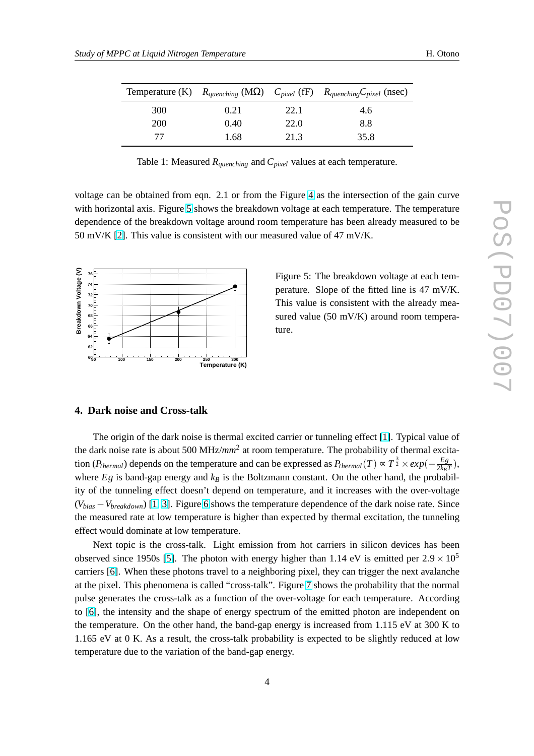| Temperature (K) | $R_{quenching}$ (M$\Omega$) | $C_{pixel}$ (fF) | $R_{quenching}C_{pixel}$ (nsec) |
|---|---|---|---|
| 300 | 0.21 | 22.1 | 4.6 |
| 200 | 0.40 | 22.0 | 8.8 |
| 77 | 1.68 | 21.3 | 35.8 |

Table 1: Measured $R_{quenching}$ and $C_{pixel}$ values at each temperature.

voltage can be obtained from eqn. 2.1 or from the Figure 4 as the intersection of the gain curve with horizontal axis. Figure 5 shows the breakdown voltage at each temperature. The temperature dependence of the breakdown voltage around room temperature has been already measured to be 50 mV/K [2]. This value is consistent with our measured value of 47 mV/K.

Figure 5: The breakdown voltage at each temperature. Slope of the fitted line is 47 mV/K. This value is consistent with the already measured value (50 mV/K) around room temperature.

## 4. Dark noise and Cross-talk

The origin of the dark noise is thermal excited carrier or tunneling effect [1]. Typical value of the dark noise rate is about 500 MHz/$mm^2$ at room temperature. The probability of thermal excitation ($P_{thermal}$) depends on the temperature and can be expressed as $P_{thermal}(T) \propto T^{\frac{3}{2}} \times exp(-\frac{Eg}{2k_BT})$, where $Eg$ is band-gap energy and $k_B$ is the Boltzmann constant. On the other hand, the probability of the tunneling effect doesn't depend on temperature, and it increases with the over-voltage ($V_{bias} - V_{breakdown}$) [1, 3]. Figure 6 shows the temperature dependence of the dark noise rate. Since the measured rate at low temperature is higher than expected by thermal excitation, the tunneling effect would dominate at low temperature.

Next topic is the cross-talk. Light emission from hot carriers in silicon devices has been observed since 1950s [5]. The photon with energy higher than 1.14 eV is emitted per $2.9 \times 10^5$ carriers [6]. When these photons travel to a neighboring pixel, they can trigger the next avalanche at the pixel. This phenomena is called "cross-talk". Figure 7 shows the probability that the normal pulse generates the cross-talk as a function of the over-voltage for each temperature. According to [6], the intensity and the shape of energy spectrum of the emitted photon are independent on the temperature. On the other hand, the band-gap energy is increased from 1.115 eV at 300 K to 1.165 eV at 0 K. As a result, the cross-talk probability is expected to be slightly reduced at low temperature due to the variation of the band-gap energy.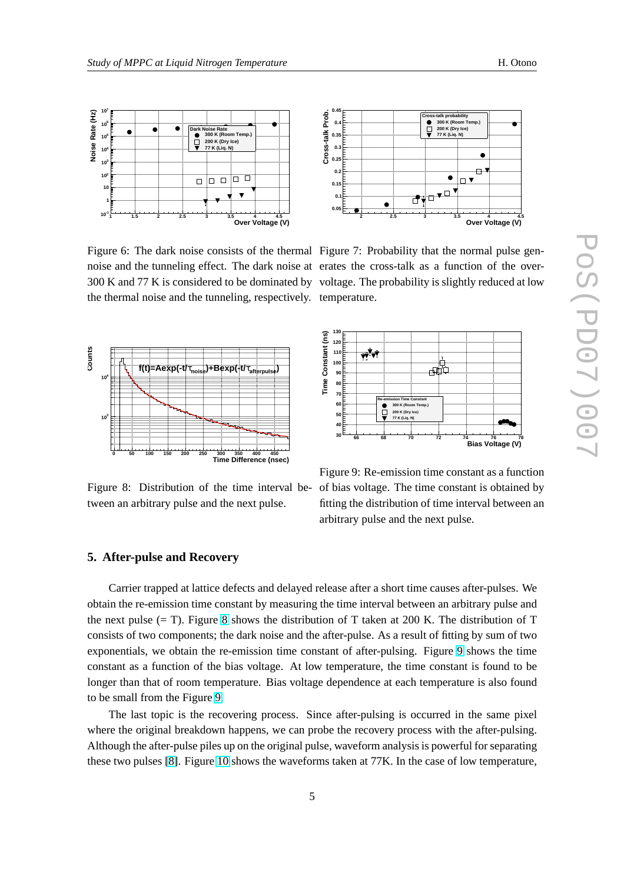Figure 6: The dark noise consists of the thermal noise and the tunneling effect. The dark noise at 300 K and 77 K is considered to be dominated by the thermal noise and the tunneling, respectively.

Figure 7: Probability that the normal pulse generates the cross-talk as a function of the over-voltage. The probability is slightly reduced at low temperature.

Figure 8: Distribution of the time interval between an arbitrary pulse and the next pulse.

Figure 9: Re-emission time constant as a function of bias voltage. The time constant is obtained by fitting the distribution of time interval between an arbitrary pulse and the next pulse.

## 5. After-pulse and Recovery

Carrier trapped at lattice defects and delayed release after a short time causes after-pulses. We obtain the re-emission time constant by measuring the time interval between an arbitrary pulse and the next pulse (= T). Figure 8 shows the distribution of T taken at 200 K. The distribution of T consists of two components; the dark noise and the after-pulse. As a result of fitting by sum of two exponentials, we obtain the re-emission time constant of after-pulsing. Figure 9 shows the time constant as a function of the bias voltage. At low temperature, the time constant is found to be longer than that of room temperature. Bias voltage dependence at each temperature is also found to be small from the Figure 9.

The last topic is the recovering process. Since after-pulsing is occurred in the same pixel where the original breakdown happens, we can probe the recovery process with the after-pulsing. Although the after-pulse piles up on the original pulse, waveform analysis is powerful for separating these two pulses [8]. Figure 10 shows the waveforms taken at 77K. In the case of low temperature,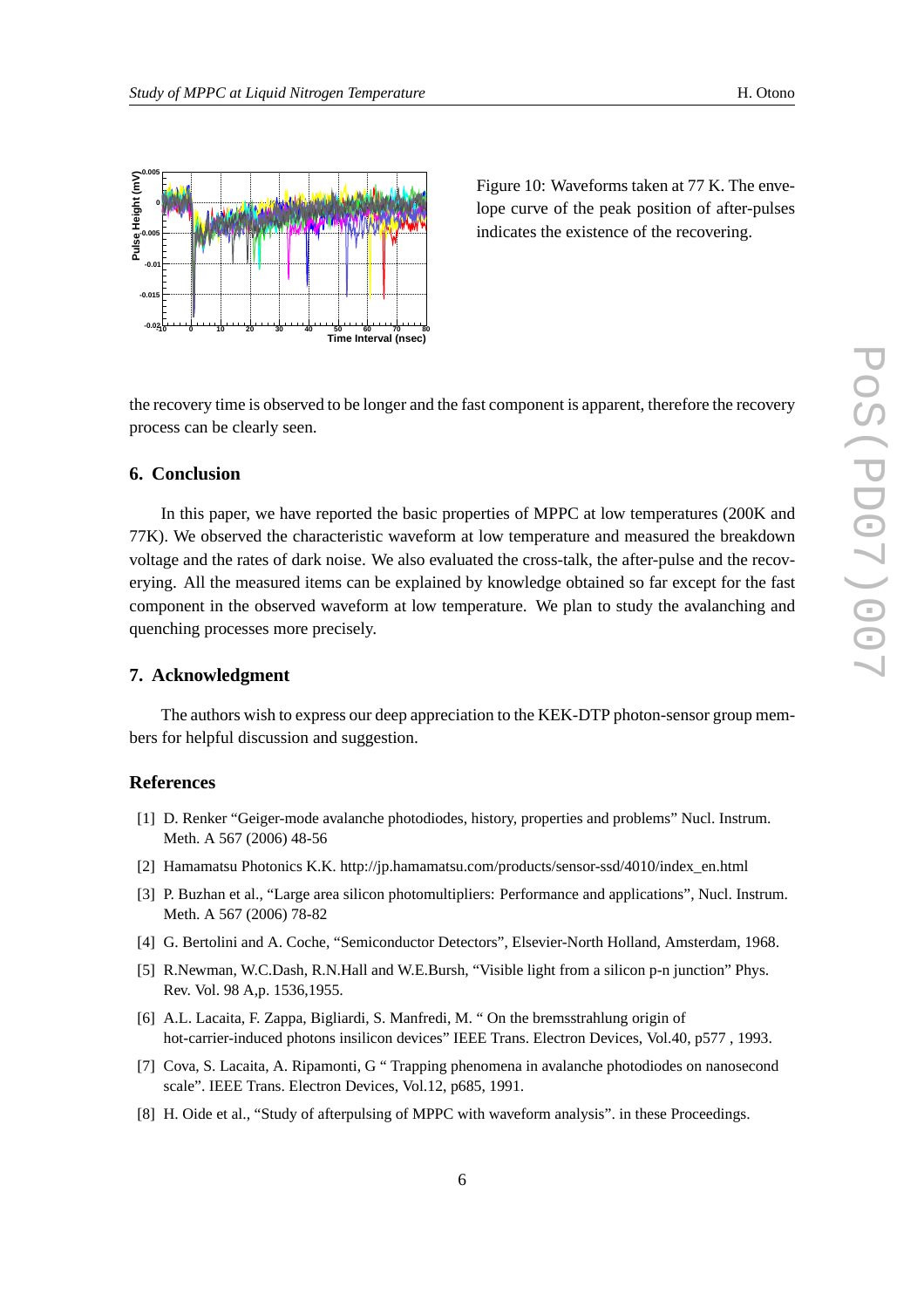Pulse Height (mV)

0.005

0

-0.005

-0.01

-0.015

-0.02

-10 0 10 20 30 40 50 60 70 80

Time Interval (nsec)

Figure 10: Waveforms taken at 77 K. The envelope curve of the peak position of after-pulses indicates the existence of the recovering.

the recovery time is observed to be longer and the fast component is apparent, therefore the recovery process can be clearly seen.

## 6. Conclusion

In this paper, we have reported the basic properties of MPPC at low temperatures (200K and 77K). We observed the characteristic waveform at low temperature and measured the breakdown voltage and the rates of dark noise. We also evaluated the cross-talk, the after-pulse and the recovering. All the measured items can be explained by knowledge obtained so far except for the fast component in the observed waveform at low temperature. We plan to study the avalanching and quenching processes more precisely.

## 7. Acknowledgment

The authors wish to express our deep appreciation to the KEK-DTP photon-sensor group members for helpful discussion and suggestion.

## References

[1] D. Renker "Geiger-mode avalanche photodiodes, history, properties and problems" Nucl. Instrum. Meth. A 567 (2006) 48-56

[2] Hamamatsu Photonics K.K. http://jp.hamamatsu.com/products/sensor-ssd/4010/index_en.html

[3] P. Buzhan et al., "Large area silicon photomultipliers: Performance and applications", Nucl. Instrum. Meth. A 567 (2006) 78-82

[4] G. Bertolini and A. Coche, "Semiconductor Detectors", Elsevier-North Holland, Amsterdam, 1968.

[5] R.Newman, W.C.Dash, R.N.Hall and W.E.Bursh, "Visible light from a silicon p-n junction" Phys. Rev. Vol. 98 A,p. 1536,1955.

[6] A.L. Lacaita, F. Zappa, Bigliardi, S. Manfredi, M. " On the bremsstrahlung origin of hot-carrier-induced photons insilicon devices" IEEE Trans. Electron Devices, Vol.40, p577 , 1993.

[7] Cova, S. Lacaita, A. Ripamonti, G " Trapping phenomena in avalanche photodiodes on nanosecond scale". IEEE Trans. Electron Devices, Vol.12, p685, 1991.

[8] H. Oide et al., "Study of afterpulsing of MPPC with waveform analysis". in these Proceedings.